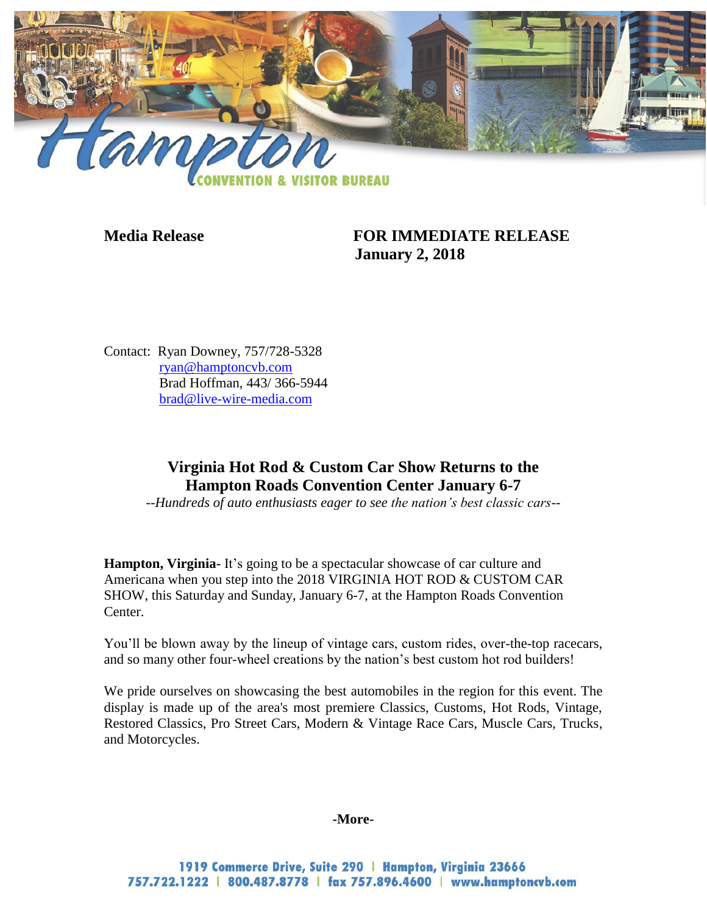**Hampton CONVENTION & VISITOR BUREAU**

**Media Release** **FOR IMMEDIATE RELEASE**
**January 2, 2018**

Contact: Ryan Downey, 757/728-5328
ryan@hamptoncvb.com
Brad Hoffman, 443/ 366-5944
brad@live-wire-media.com

## Virginia Hot Rod & Custom Car Show Returns to the Hampton Roads Convention Center January 6-7

*--Hundreds of auto enthusiasts eager to see the nation's best classic cars--*

**Hampton, Virginia-** It's going to be a spectacular showcase of car culture and Americana when you step into the 2018 VIRGINIA HOT ROD & CUSTOM CAR SHOW, this Saturday and Sunday, January 6-7, at the Hampton Roads Convention Center.

You'll be blown away by the lineup of vintage cars, custom rides, over-the-top racecars, and so many other four-wheel creations by the nation's best custom hot rod builders!

We pride ourselves on showcasing the best automobiles in the region for this event. The display is made up of the area's most premiere Classics, Customs, Hot Rods, Vintage, Restored Classics, Pro Street Cars, Modern & Vintage Race Cars, Muscle Cars, Trucks, and Motorcycles.

**-More-**

1919 Commerce Drive, Suite 290 | Hampton, Virginia 23666
757.722.1222 | 800.487.8778 | fax 757.896.4600 | www.hamptoncvb.com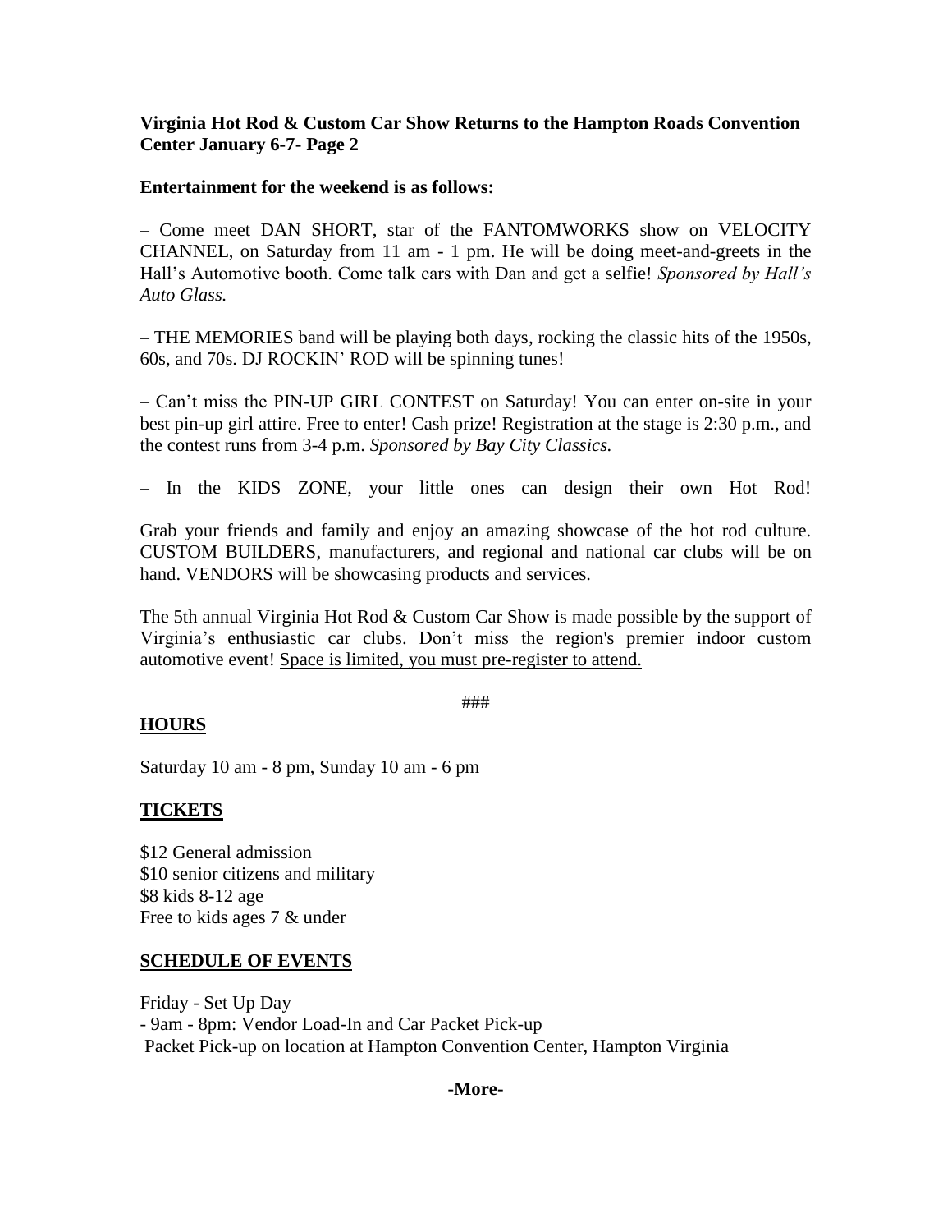**Virginia Hot Rod & Custom Car Show Returns to the Hampton Roads Convention Center January 6-7- Page 2**

**Entertainment for the weekend is as follows:**

– Come meet DAN SHORT, star of the FANTOMWORKS show on VELOCITY CHANNEL, on Saturday from 11 am - 1 pm. He will be doing meet-and-greets in the Hall's Automotive booth. Come talk cars with Dan and get a selfie! *Sponsored by Hall's Auto Glass.*

– THE MEMORIES band will be playing both days, rocking the classic hits of the 1950s, 60s, and 70s. DJ ROCKIN' ROD will be spinning tunes!

– Can't miss the PIN-UP GIRL CONTEST on Saturday! You can enter on-site in your best pin-up girl attire. Free to enter! Cash prize! Registration at the stage is 2:30 p.m., and the contest runs from 3-4 p.m. *Sponsored by Bay City Classics.*

– In the KIDS ZONE, your little ones can design their own Hot Rod!

Grab your friends and family and enjoy an amazing showcase of the hot rod culture. CUSTOM BUILDERS, manufacturers, and regional and national car clubs will be on hand. VENDORS will be showcasing products and services.

The 5th annual Virginia Hot Rod & Custom Car Show is made possible by the support of Virginia's enthusiastic car clubs. Don't miss the region's premier indoor custom automotive event! <u>Space is limited, you must pre-register to attend.</u>

###

## HOURS

Saturday 10 am - 8 pm, Sunday 10 am - 6 pm

## TICKETS

$12 General admission
$10 senior citizens and military
$8 kids 8-12 age
Free to kids ages 7 & under

## SCHEDULE OF EVENTS

Friday - Set Up Day
- 9am - 8pm: Vendor Load-In and Car Packet Pick-up
Packet Pick-up on location at Hampton Convention Center, Hampton Virginia

**-More-**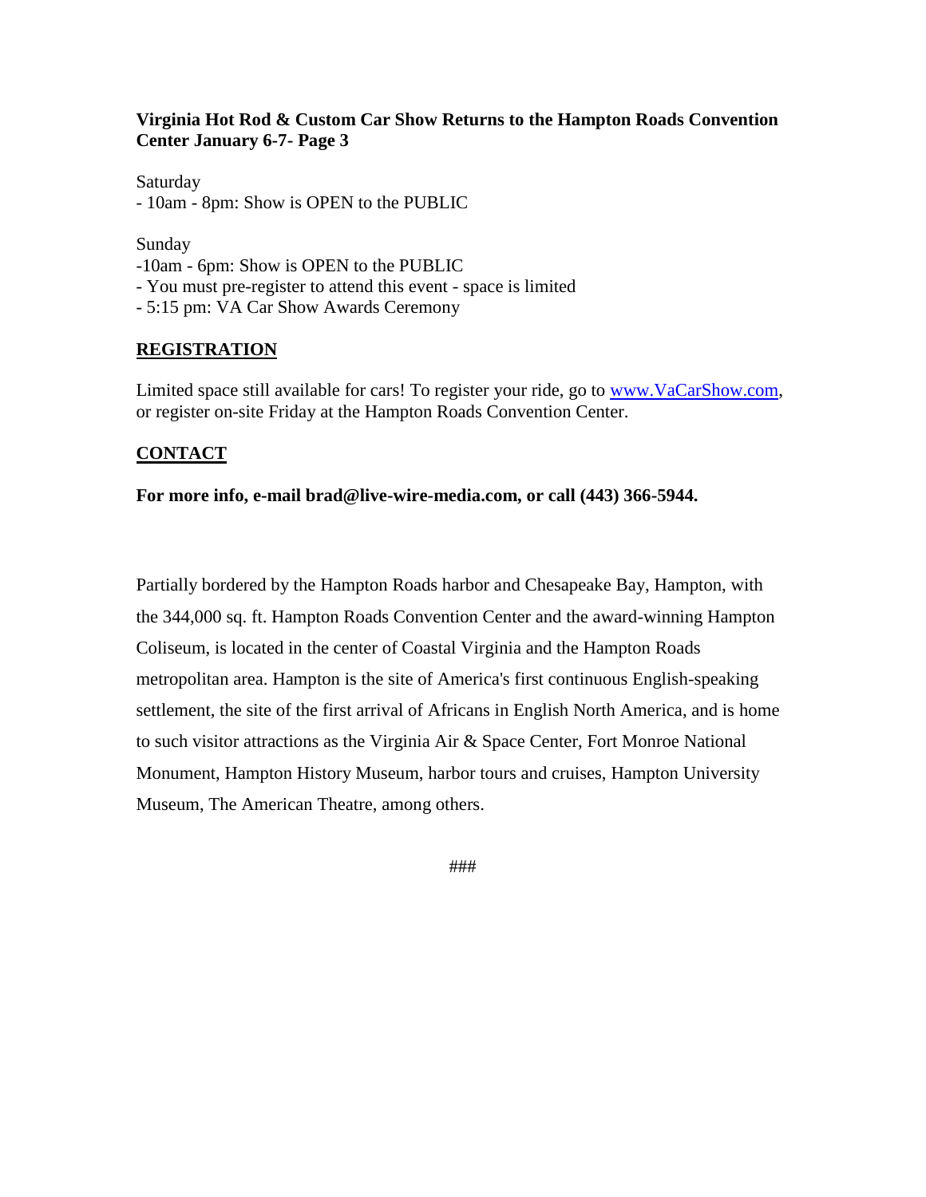**Virginia Hot Rod & Custom Car Show Returns to the Hampton Roads Convention Center January 6-7- Page 3**

Saturday
- 10am - 8pm: Show is OPEN to the PUBLIC

Sunday
-10am - 6pm: Show is OPEN to the PUBLIC
- You must pre-register to attend this event - space is limited
- 5:15 pm: VA Car Show Awards Ceremony

## REGISTRATION

Limited space still available for cars! To register your ride, go to [www.VaCarShow.com](http://www.VaCarShow.com), or register on-site Friday at the Hampton Roads Convention Center.

## CONTACT

**For more info, e-mail brad@live-wire-media.com, or call (443) 366-5944.**

Partially bordered by the Hampton Roads harbor and Chesapeake Bay, Hampton, with the 344,000 sq. ft. Hampton Roads Convention Center and the award-winning Hampton Coliseum, is located in the center of Coastal Virginia and the Hampton Roads metropolitan area. Hampton is the site of America's first continuous English-speaking settlement, the site of the first arrival of Africans in English North America, and is home to such visitor attractions as the Virginia Air & Space Center, Fort Monroe National Monument, Hampton History Museum, harbor tours and cruises, Hampton University Museum, The American Theatre, among others.

###